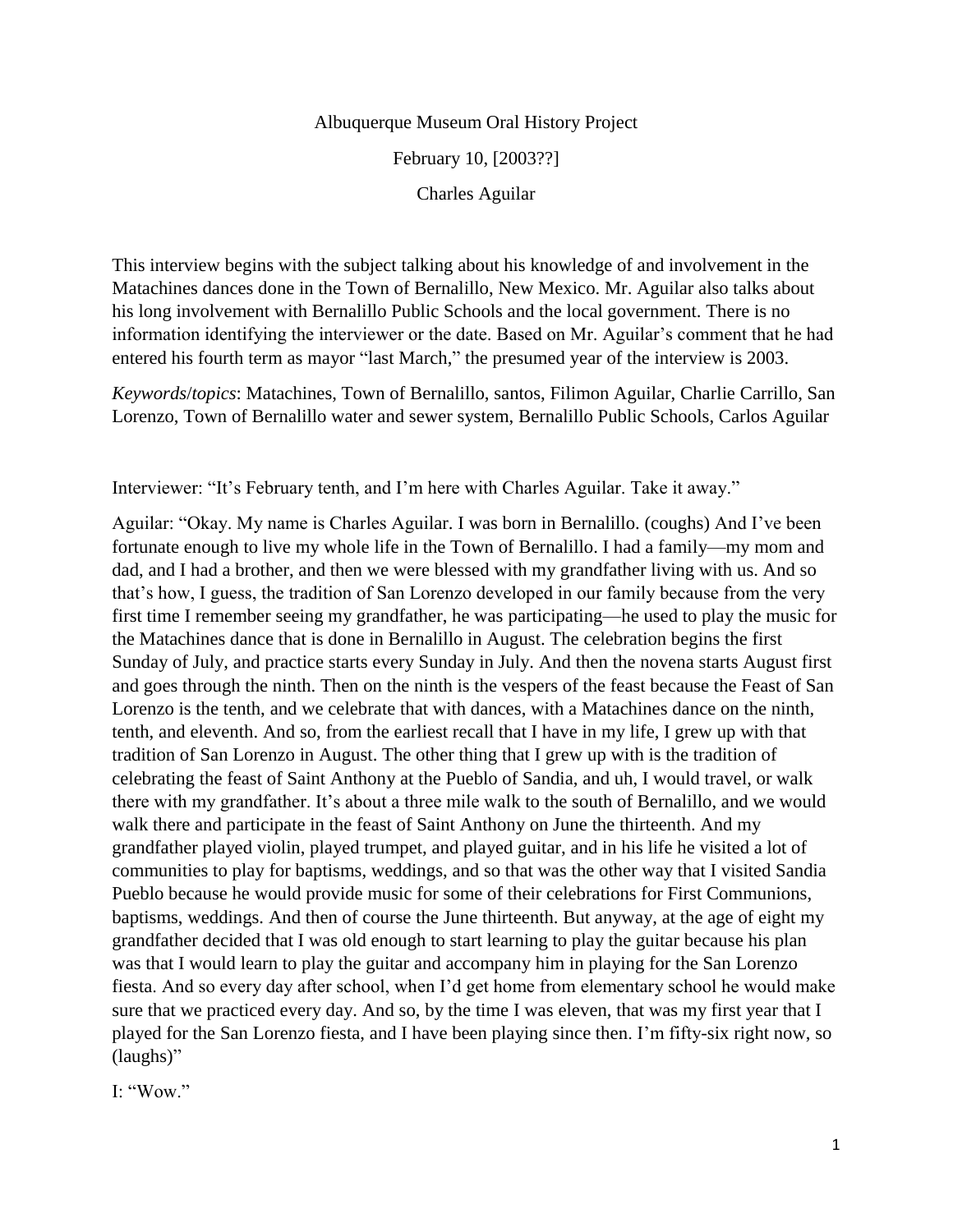Albuquerque Museum Oral History Project

February 10, [2003??]

Charles Aguilar

This interview begins with the subject talking about his knowledge of and involvement in the Matachines dances done in the Town of Bernalillo, New Mexico. Mr. Aguilar also talks about his long involvement with Bernalillo Public Schools and the local government. There is no information identifying the interviewer or the date. Based on Mr. Aguilar's comment that he had entered his fourth term as mayor "last March," the presumed year of the interview is 2003.

*Keywords*/*topics*: Matachines, Town of Bernalillo, santos, Filimon Aguilar, Charlie Carrillo, San Lorenzo, Town of Bernalillo water and sewer system, Bernalillo Public Schools, Carlos Aguilar

Interviewer: "It's February tenth, and I'm here with Charles Aguilar. Take it away."

Aguilar: "Okay. My name is Charles Aguilar. I was born in Bernalillo. (coughs) And I've been fortunate enough to live my whole life in the Town of Bernalillo. I had a family—my mom and dad, and I had a brother, and then we were blessed with my grandfather living with us. And so that's how, I guess, the tradition of San Lorenzo developed in our family because from the very first time I remember seeing my grandfather, he was participating—he used to play the music for the Matachines dance that is done in Bernalillo in August. The celebration begins the first Sunday of July, and practice starts every Sunday in July. And then the novena starts August first and goes through the ninth. Then on the ninth is the vespers of the feast because the Feast of San Lorenzo is the tenth, and we celebrate that with dances, with a Matachines dance on the ninth, tenth, and eleventh. And so, from the earliest recall that I have in my life, I grew up with that tradition of San Lorenzo in August. The other thing that I grew up with is the tradition of celebrating the feast of Saint Anthony at the Pueblo of Sandia, and uh, I would travel, or walk there with my grandfather. It's about a three mile walk to the south of Bernalillo, and we would walk there and participate in the feast of Saint Anthony on June the thirteenth. And my grandfather played violin, played trumpet, and played guitar, and in his life he visited a lot of communities to play for baptisms, weddings, and so that was the other way that I visited Sandia Pueblo because he would provide music for some of their celebrations for First Communions, baptisms, weddings. And then of course the June thirteenth. But anyway, at the age of eight my grandfather decided that I was old enough to start learning to play the guitar because his plan was that I would learn to play the guitar and accompany him in playing for the San Lorenzo fiesta. And so every day after school, when I'd get home from elementary school he would make sure that we practiced every day. And so, by the time I was eleven, that was my first year that I played for the San Lorenzo fiesta, and I have been playing since then. I'm fifty-six right now, so (laughs)"

I: "Wow."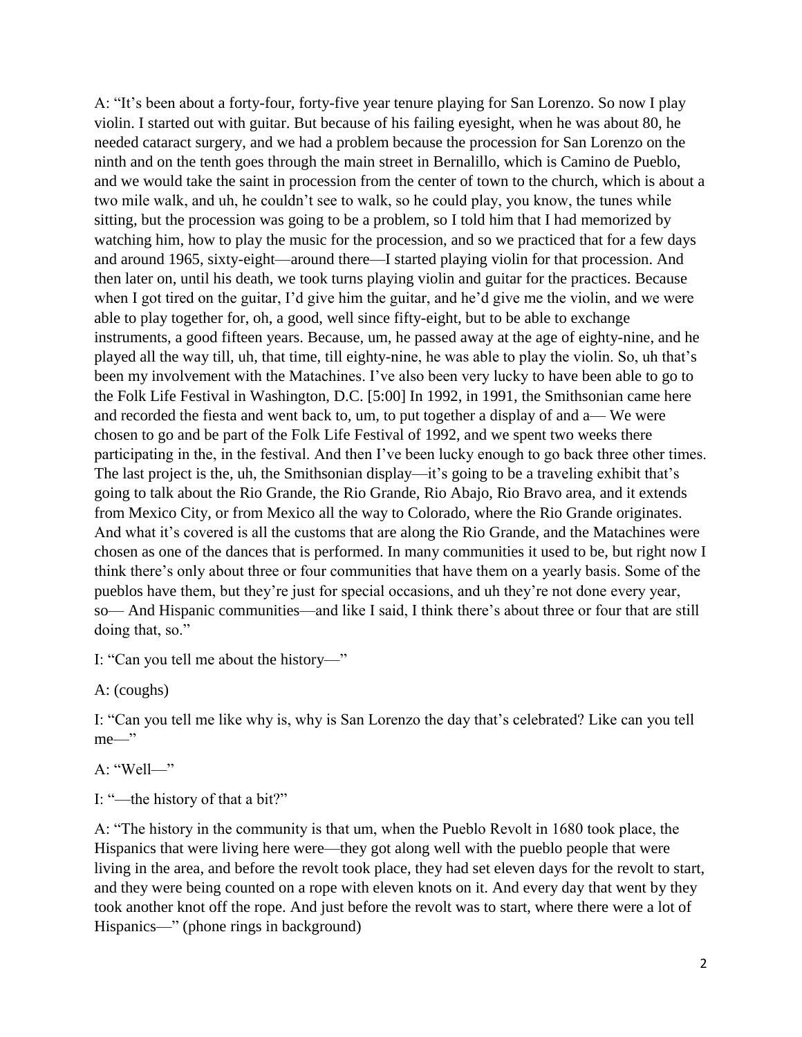A: "It's been about a forty-four, forty-five year tenure playing for San Lorenzo. So now I play violin. I started out with guitar. But because of his failing eyesight, when he was about 80, he needed cataract surgery, and we had a problem because the procession for San Lorenzo on the ninth and on the tenth goes through the main street in Bernalillo, which is Camino de Pueblo, and we would take the saint in procession from the center of town to the church, which is about a two mile walk, and uh, he couldn't see to walk, so he could play, you know, the tunes while sitting, but the procession was going to be a problem, so I told him that I had memorized by watching him, how to play the music for the procession, and so we practiced that for a few days and around 1965, sixty-eight—around there—I started playing violin for that procession. And then later on, until his death, we took turns playing violin and guitar for the practices. Because when I got tired on the guitar, I'd give him the guitar, and he'd give me the violin, and we were able to play together for, oh, a good, well since fifty-eight, but to be able to exchange instruments, a good fifteen years. Because, um, he passed away at the age of eighty-nine, and he played all the way till, uh, that time, till eighty-nine, he was able to play the violin. So, uh that's been my involvement with the Matachines. I've also been very lucky to have been able to go to the Folk Life Festival in Washington, D.C. [5:00] In 1992, in 1991, the Smithsonian came here and recorded the fiesta and went back to, um, to put together a display of and a— We were chosen to go and be part of the Folk Life Festival of 1992, and we spent two weeks there participating in the, in the festival. And then I've been lucky enough to go back three other times. The last project is the, uh, the Smithsonian display—it's going to be a traveling exhibit that's going to talk about the Rio Grande, the Rio Grande, Rio Abajo, Rio Bravo area, and it extends from Mexico City, or from Mexico all the way to Colorado, where the Rio Grande originates. And what it's covered is all the customs that are along the Rio Grande, and the Matachines were chosen as one of the dances that is performed. In many communities it used to be, but right now I think there's only about three or four communities that have them on a yearly basis. Some of the pueblos have them, but they're just for special occasions, and uh they're not done every year, so— And Hispanic communities—and like I said, I think there's about three or four that are still doing that, so."

I: "Can you tell me about the history—"

A: (coughs)

I: "Can you tell me like why is, why is San Lorenzo the day that's celebrated? Like can you tell me—"

A: "Well—"

I: "—the history of that a bit?"

A: "The history in the community is that um, when the Pueblo Revolt in 1680 took place, the Hispanics that were living here were—they got along well with the pueblo people that were living in the area, and before the revolt took place, they had set eleven days for the revolt to start, and they were being counted on a rope with eleven knots on it. And every day that went by they took another knot off the rope. And just before the revolt was to start, where there were a lot of Hispanics—" (phone rings in background)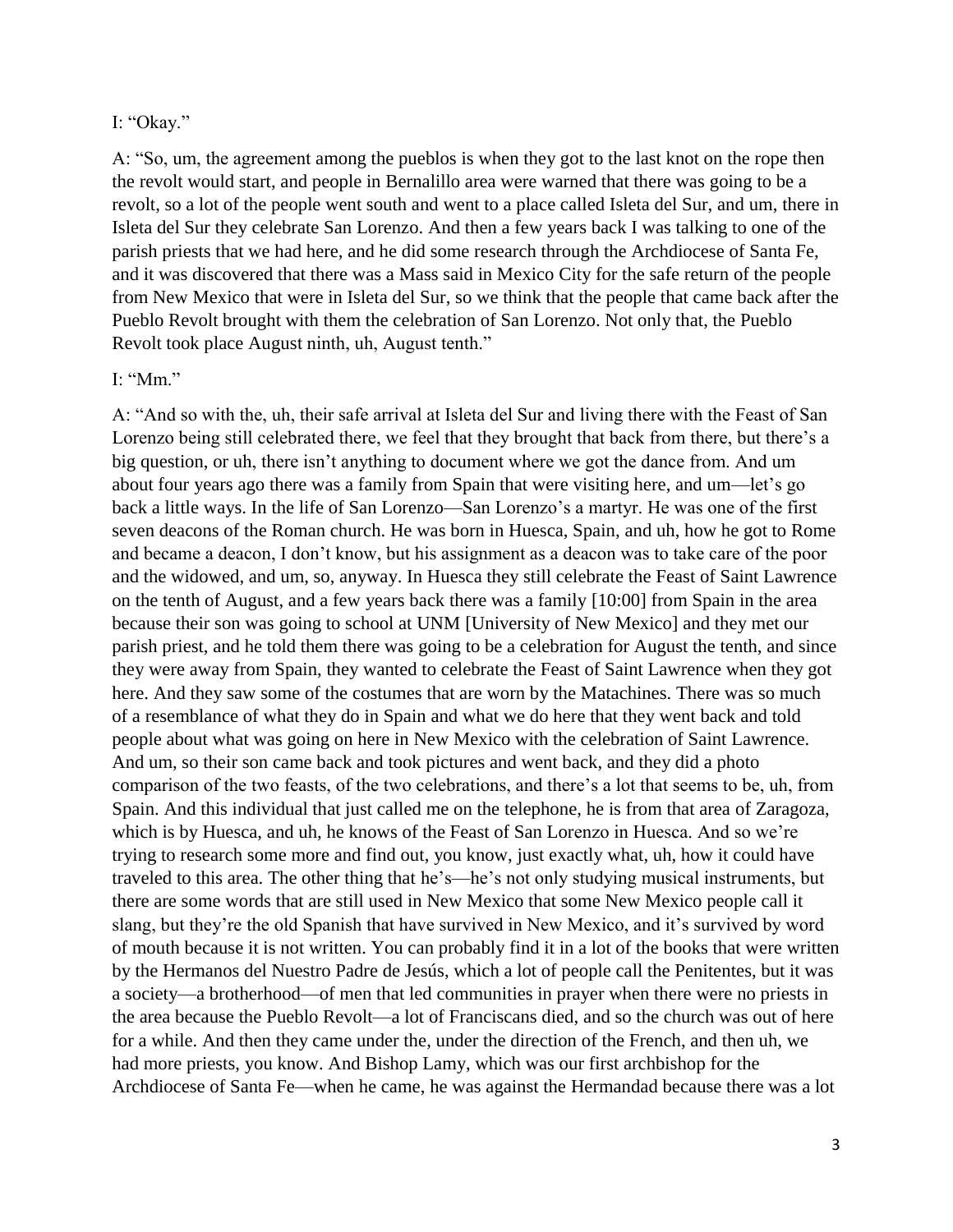I: "Okay."

A: "So, um, the agreement among the pueblos is when they got to the last knot on the rope then the revolt would start, and people in Bernalillo area were warned that there was going to be a revolt, so a lot of the people went south and went to a place called Isleta del Sur, and um, there in Isleta del Sur they celebrate San Lorenzo. And then a few years back I was talking to one of the parish priests that we had here, and he did some research through the Archdiocese of Santa Fe, and it was discovered that there was a Mass said in Mexico City for the safe return of the people from New Mexico that were in Isleta del Sur, so we think that the people that came back after the Pueblo Revolt brought with them the celebration of San Lorenzo. Not only that, the Pueblo Revolt took place August ninth, uh, August tenth."

I: "Mm."

A: "And so with the, uh, their safe arrival at Isleta del Sur and living there with the Feast of San Lorenzo being still celebrated there, we feel that they brought that back from there, but there's a big question, or uh, there isn't anything to document where we got the dance from. And um about four years ago there was a family from Spain that were visiting here, and um—let's go back a little ways. In the life of San Lorenzo—San Lorenzo's a martyr. He was one of the first seven deacons of the Roman church. He was born in Huesca, Spain, and uh, how he got to Rome and became a deacon, I don't know, but his assignment as a deacon was to take care of the poor and the widowed, and um, so, anyway. In Huesca they still celebrate the Feast of Saint Lawrence on the tenth of August, and a few years back there was a family [10:00] from Spain in the area because their son was going to school at UNM [University of New Mexico] and they met our parish priest, and he told them there was going to be a celebration for August the tenth, and since they were away from Spain, they wanted to celebrate the Feast of Saint Lawrence when they got here. And they saw some of the costumes that are worn by the Matachines. There was so much of a resemblance of what they do in Spain and what we do here that they went back and told people about what was going on here in New Mexico with the celebration of Saint Lawrence. And um, so their son came back and took pictures and went back, and they did a photo comparison of the two feasts, of the two celebrations, and there's a lot that seems to be, uh, from Spain. And this individual that just called me on the telephone, he is from that area of Zaragoza, which is by Huesca, and uh, he knows of the Feast of San Lorenzo in Huesca. And so we're trying to research some more and find out, you know, just exactly what, uh, how it could have traveled to this area. The other thing that he's—he's not only studying musical instruments, but there are some words that are still used in New Mexico that some New Mexico people call it slang, but they're the old Spanish that have survived in New Mexico, and it's survived by word of mouth because it is not written. You can probably find it in a lot of the books that were written by the Hermanos del Nuestro Padre de Jesús, which a lot of people call the Penitentes, but it was a society—a brotherhood—of men that led communities in prayer when there were no priests in the area because the Pueblo Revolt—a lot of Franciscans died, and so the church was out of here for a while. And then they came under the, under the direction of the French, and then uh, we had more priests, you know. And Bishop Lamy, which was our first archbishop for the Archdiocese of Santa Fe—when he came, he was against the Hermandad because there was a lot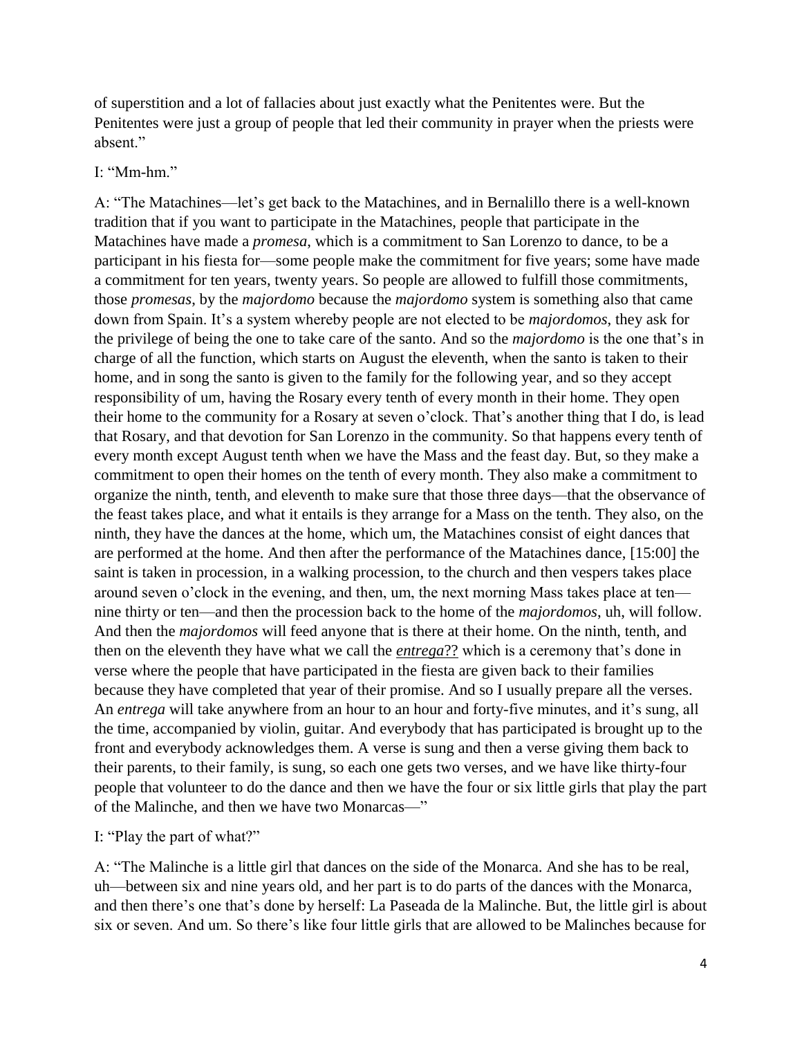of superstition and a lot of fallacies about just exactly what the Penitentes were. But the Penitentes were just a group of people that led their community in prayer when the priests were absent."

I: "Mm-hm."

A: "The Matachines—let's get back to the Matachines, and in Bernalillo there is a well-known tradition that if you want to participate in the Matachines, people that participate in the Matachines have made a *promesa*, which is a commitment to San Lorenzo to dance, to be a participant in his fiesta for—some people make the commitment for five years; some have made a commitment for ten years, twenty years. So people are allowed to fulfill those commitments, those *promesas*, by the *majordomo* because the *majordomo* system is something also that came down from Spain. It's a system whereby people are not elected to be *majordomos*, they ask for the privilege of being the one to take care of the santo. And so the *majordomo* is the one that's in charge of all the function, which starts on August the eleventh, when the santo is taken to their home, and in song the santo is given to the family for the following year, and so they accept responsibility of um, having the Rosary every tenth of every month in their home. They open their home to the community for a Rosary at seven o'clock. That's another thing that I do, is lead that Rosary, and that devotion for San Lorenzo in the community. So that happens every tenth of every month except August tenth when we have the Mass and the feast day. But, so they make a commitment to open their homes on the tenth of every month. They also make a commitment to organize the ninth, tenth, and eleventh to make sure that those three days—that the observance of the feast takes place, and what it entails is they arrange for a Mass on the tenth. They also, on the ninth, they have the dances at the home, which um, the Matachines consist of eight dances that are performed at the home. And then after the performance of the Matachines dance, [15:00] the saint is taken in procession, in a walking procession, to the church and then vespers takes place around seven o'clock in the evening, and then, um, the next morning Mass takes place at ten—nine thirty or ten—and then the procession back to the home of the *majordomos*, uh, will follow. And then the *majordomos* will feed anyone that is there at their home. On the ninth, tenth, and then on the eleventh they have what we call the <u>*entrega*??</u> which is a ceremony that's done in verse where the people that have participated in the fiesta are given back to their families because they have completed that year of their promise. And so I usually prepare all the verses. An *entrega* will take anywhere from an hour to an hour and forty-five minutes, and it's sung, all the time, accompanied by violin, guitar. And everybody that has participated is brought up to the front and everybody acknowledges them. A verse is sung and then a verse giving them back to their parents, to their family, is sung, so each one gets two verses, and we have like thirty-four people that volunteer to do the dance and then we have the four or six little girls that play the part of the Malinche, and then we have two Monarcas—"

I: "Play the part of what?"

A: "The Malinche is a little girl that dances on the side of the Monarca. And she has to be real, uh—between six and nine years old, and her part is to do parts of the dances with the Monarca, and then there's one that's done by herself: La Paseada de la Malinche. But, the little girl is about six or seven. And um. So there's like four little girls that are allowed to be Malinches because for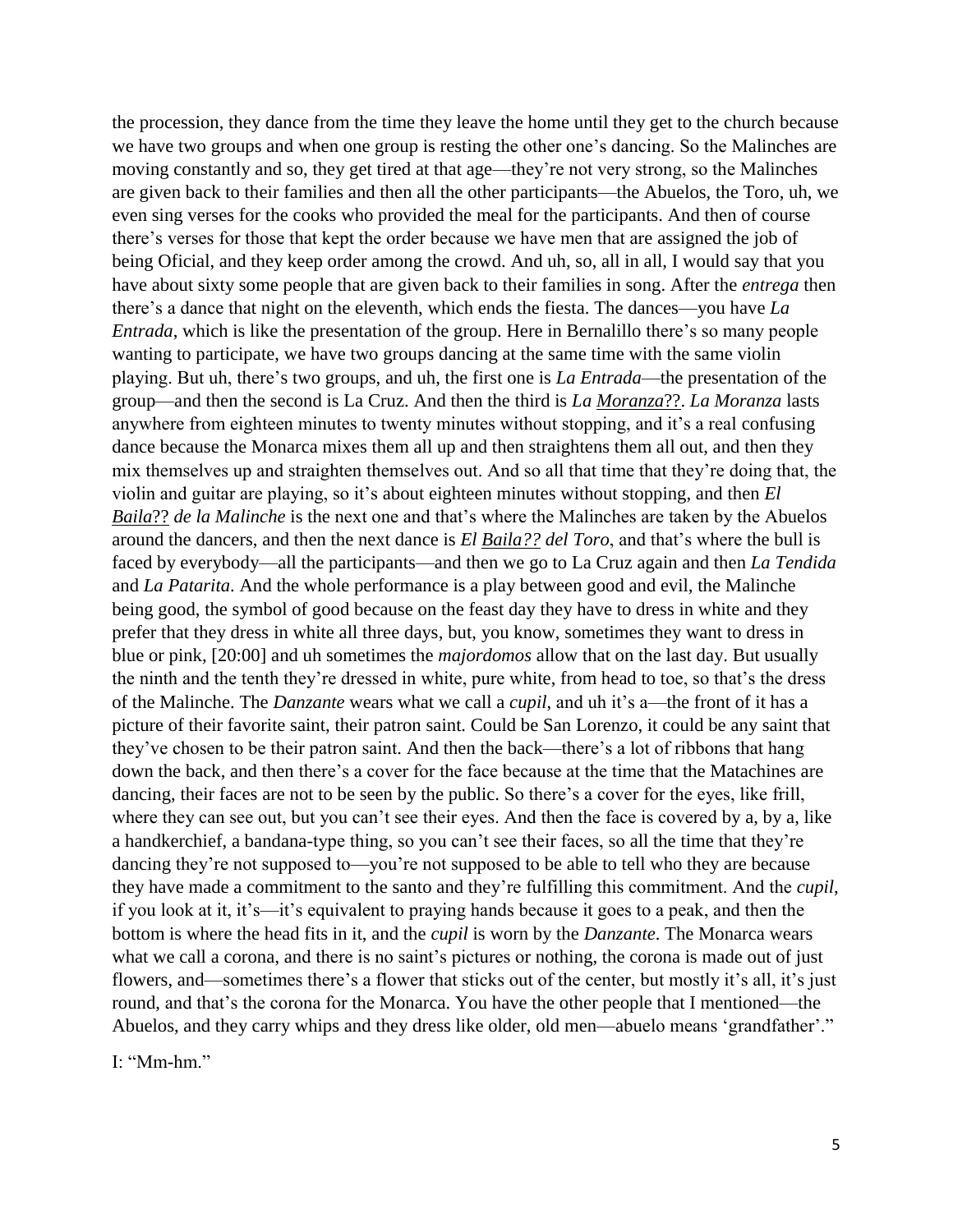the procession, they dance from the time they leave the home until they get to the church because we have two groups and when one group is resting the other one's dancing. So the Malinches are moving constantly and so, they get tired at that age—they're not very strong, so the Malinches are given back to their families and then all the other participants—the Abuelos, the Toro, uh, we even sing verses for the cooks who provided the meal for the participants. And then of course there's verses for those that kept the order because we have men that are assigned the job of being Oficial, and they keep order among the crowd. And uh, so, all in all, I would say that you have about sixty some people that are given back to their families in song. After the *entrega* then there's a dance that night on the eleventh, which ends the fiesta. The dances—you have *La Entrada*, which is like the presentation of the group. Here in Bernalillo there's so many people wanting to participate, we have two groups dancing at the same time with the same violin playing. But uh, there's two groups, and uh, the first one is *La Entrada*—the presentation of the group—and then the second is La Cruz. And then the third is *La Moranza*??. *La Moranza* lasts anywhere from eighteen minutes to twenty minutes without stopping, and it's a real confusing dance because the Monarca mixes them all up and then straightens them all out, and then they mix themselves up and straighten themselves out. And so all that time that they're doing that, the violin and guitar are playing, so it's about eighteen minutes without stopping, and then *El Baila*?? *de la Malinche* is the next one and that's where the Malinches are taken by the Abuelos around the dancers, and then the next dance is *El Baila?? del Toro*, and that's where the bull is faced by everybody—all the participants—and then we go to La Cruz again and then *La Tendida* and *La Patarita*. And the whole performance is a play between good and evil, the Malinche being good, the symbol of good because on the feast day they have to dress in white and they prefer that they dress in white all three days, but, you know, sometimes they want to dress in blue or pink, [20:00] and uh sometimes the *majordomos* allow that on the last day. But usually the ninth and the tenth they're dressed in white, pure white, from head to toe, so that's the dress of the Malinche. The *Danzante* wears what we call a *cupil*, and uh it's a—the front of it has a picture of their favorite saint, their patron saint. Could be San Lorenzo, it could be any saint that they've chosen to be their patron saint. And then the back—there's a lot of ribbons that hang down the back, and then there's a cover for the face because at the time that the Matachines are dancing, their faces are not to be seen by the public. So there's a cover for the eyes, like frill, where they can see out, but you can't see their eyes. And then the face is covered by a, by a, like a handkerchief, a bandana-type thing, so you can't see their faces, so all the time that they're dancing they're not supposed to—you're not supposed to be able to tell who they are because they have made a commitment to the santo and they're fulfilling this commitment. And the *cupil*, if you look at it, it's—it's equivalent to praying hands because it goes to a peak, and then the bottom is where the head fits in it, and the *cupil* is worn by the *Danzante*. The Monarca wears what we call a corona, and there is no saint's pictures or nothing, the corona is made out of just flowers, and—sometimes there's a flower that sticks out of the center, but mostly it's all, it's just round, and that's the corona for the Monarca. You have the other people that I mentioned—the Abuelos, and they carry whips and they dress like older, old men—abuelo means 'grandfather'."

I: "Mm-hm."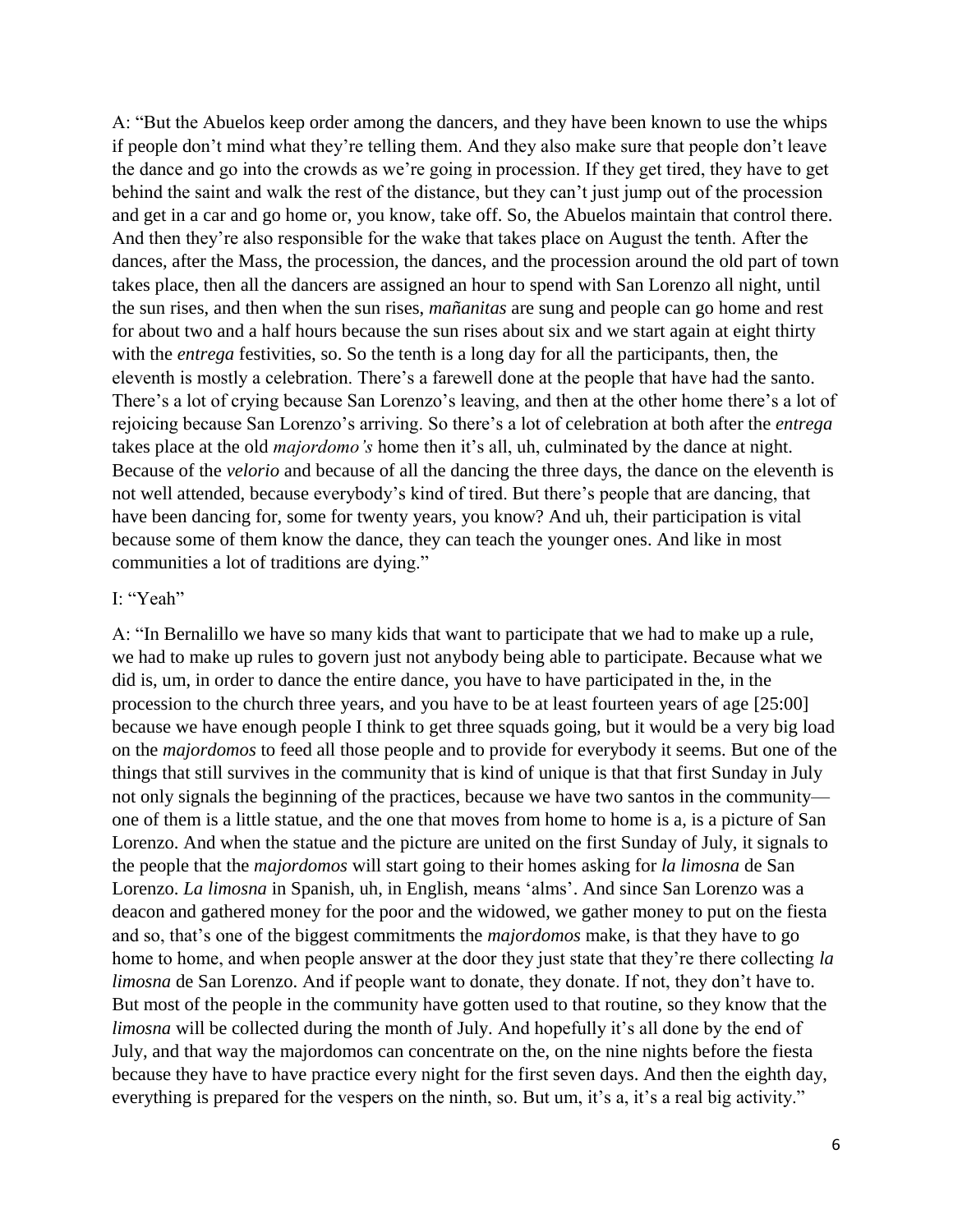A: "But the Abuelos keep order among the dancers, and they have been known to use the whips if people don't mind what they're telling them. And they also make sure that people don't leave the dance and go into the crowds as we're going in procession. If they get tired, they have to get behind the saint and walk the rest of the distance, but they can't just jump out of the procession and get in a car and go home or, you know, take off. So, the Abuelos maintain that control there. And then they're also responsible for the wake that takes place on August the tenth. After the dances, after the Mass, the procession, the dances, and the procession around the old part of town takes place, then all the dancers are assigned an hour to spend with San Lorenzo all night, until the sun rises, and then when the sun rises, *mañanitas* are sung and people can go home and rest for about two and a half hours because the sun rises about six and we start again at eight thirty with the *entrega* festivities, so. So the tenth is a long day for all the participants, then, the eleventh is mostly a celebration. There's a farewell done at the people that have had the santo. There's a lot of crying because San Lorenzo's leaving, and then at the other home there's a lot of rejoicing because San Lorenzo's arriving. So there's a lot of celebration at both after the *entrega* takes place at the old *majordomo's* home then it's all, uh, culminated by the dance at night. Because of the *velorio* and because of all the dancing the three days, the dance on the eleventh is not well attended, because everybody's kind of tired. But there's people that are dancing, that have been dancing for, some for twenty years, you know? And uh, their participation is vital because some of them know the dance, they can teach the younger ones. And like in most communities a lot of traditions are dying."

I: "Yeah"

A: "In Bernalillo we have so many kids that want to participate that we had to make up a rule, we had to make up rules to govern just not anybody being able to participate. Because what we did is, um, in order to dance the entire dance, you have to have participated in the, in the procession to the church three years, and you have to be at least fourteen years of age [25:00] because we have enough people I think to get three squads going, but it would be a very big load on the *majordomos* to feed all those people and to provide for everybody it seems. But one of the things that still survives in the community that is kind of unique is that that first Sunday in July not only signals the beginning of the practices, because we have two santos in the community—one of them is a little statue, and the one that moves from home to home is a, is a picture of San Lorenzo. And when the statue and the picture are united on the first Sunday of July, it signals to the people that the *majordomos* will start going to their homes asking for *la limosna* de San Lorenzo. *La limosna* in Spanish, uh, in English, means 'alms'. And since San Lorenzo was a deacon and gathered money for the poor and the widowed, we gather money to put on the fiesta and so, that's one of the biggest commitments the *majordomos* make, is that they have to go home to home, and when people answer at the door they just state that they're there collecting *la limosna* de San Lorenzo. And if people want to donate, they donate. If not, they don't have to. But most of the people in the community have gotten used to that routine, so they know that the *limosna* will be collected during the month of July. And hopefully it's all done by the end of July, and that way the majordomos can concentrate on the, on the nine nights before the fiesta because they have to have practice every night for the first seven days. And then the eighth day, everything is prepared for the vespers on the ninth, so. But um, it's a, it's a real big activity."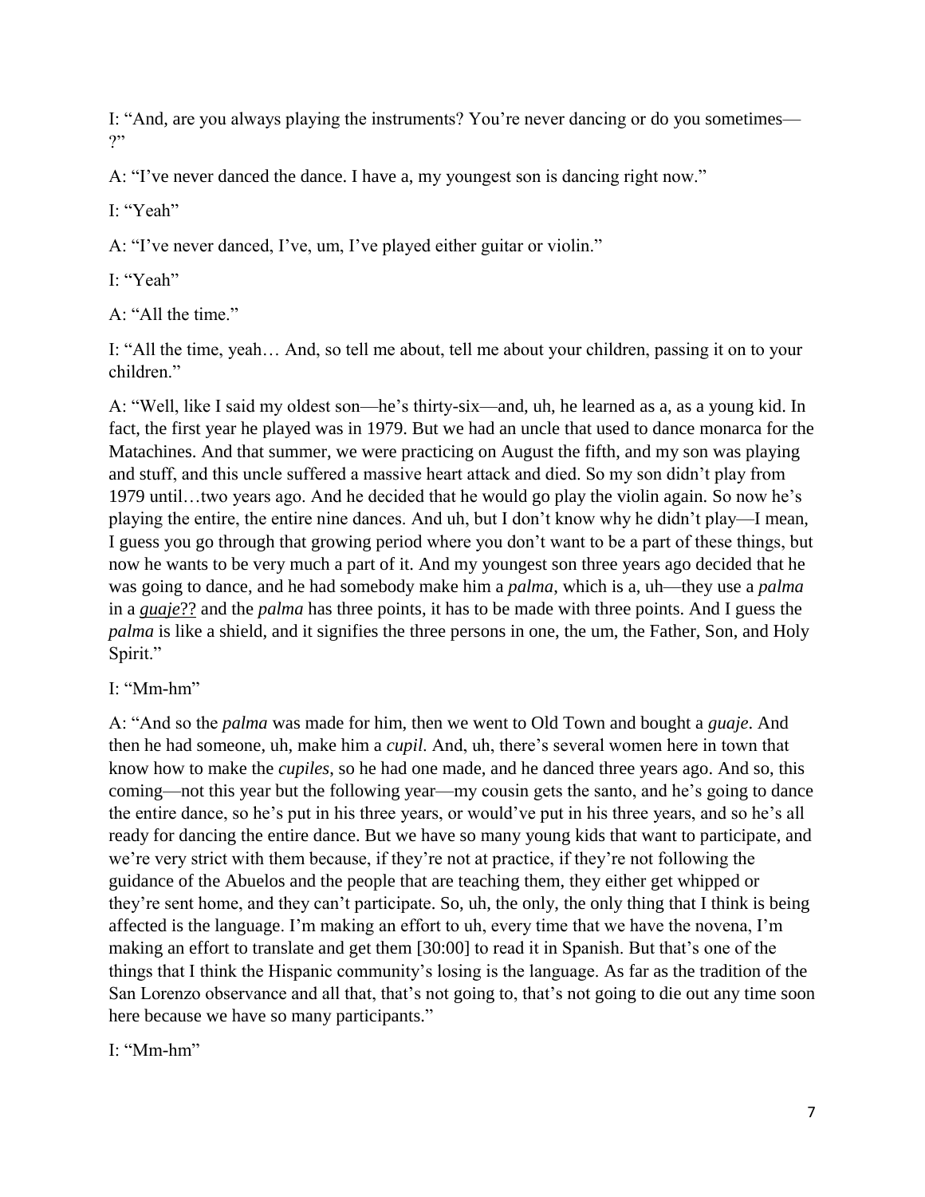I: "And, are you always playing the instruments? You're never dancing or do you sometimes—?"

A: "I've never danced the dance. I have a, my youngest son is dancing right now."

I: "Yeah"

A: "I've never danced, I've, um, I've played either guitar or violin."

I: "Yeah"

A: "All the time."

I: "All the time, yeah… And, so tell me about, tell me about your children, passing it on to your children."

A: "Well, like I said my oldest son—he's thirty-six—and, uh, he learned as a, as a young kid. In fact, the first year he played was in 1979. But we had an uncle that used to dance monarca for the Matachines. And that summer, we were practicing on August the fifth, and my son was playing and stuff, and this uncle suffered a massive heart attack and died. So my son didn't play from 1979 until…two years ago. And he decided that he would go play the violin again. So now he's playing the entire, the entire nine dances. And uh, but I don't know why he didn't play—I mean, I guess you go through that growing period where you don't want to be a part of these things, but now he wants to be very much a part of it. And my youngest son three years ago decided that he was going to dance, and he had somebody make him a *palma*, which is a, uh—they use a *palma* in a *guaje*?? and the *palma* has three points, it has to be made with three points. And I guess the *palma* is like a shield, and it signifies the three persons in one, the um, the Father, Son, and Holy Spirit."

I: "Mm-hm"

A: "And so the *palma* was made for him, then we went to Old Town and bought a *guaje*. And then he had someone, uh, make him a *cupil*. And, uh, there's several women here in town that know how to make the *cupiles*, so he had one made, and he danced three years ago. And so, this coming—not this year but the following year—my cousin gets the santo, and he's going to dance the entire dance, so he's put in his three years, or would've put in his three years, and so he's all ready for dancing the entire dance. But we have so many young kids that want to participate, and we're very strict with them because, if they're not at practice, if they're not following the guidance of the Abuelos and the people that are teaching them, they either get whipped or they're sent home, and they can't participate. So, uh, the only, the only thing that I think is being affected is the language. I'm making an effort to uh, every time that we have the novena, I'm making an effort to translate and get them [30:00] to read it in Spanish. But that's one of the things that I think the Hispanic community's losing is the language. As far as the tradition of the San Lorenzo observance and all that, that's not going to, that's not going to die out any time soon here because we have so many participants."

I: "Mm-hm"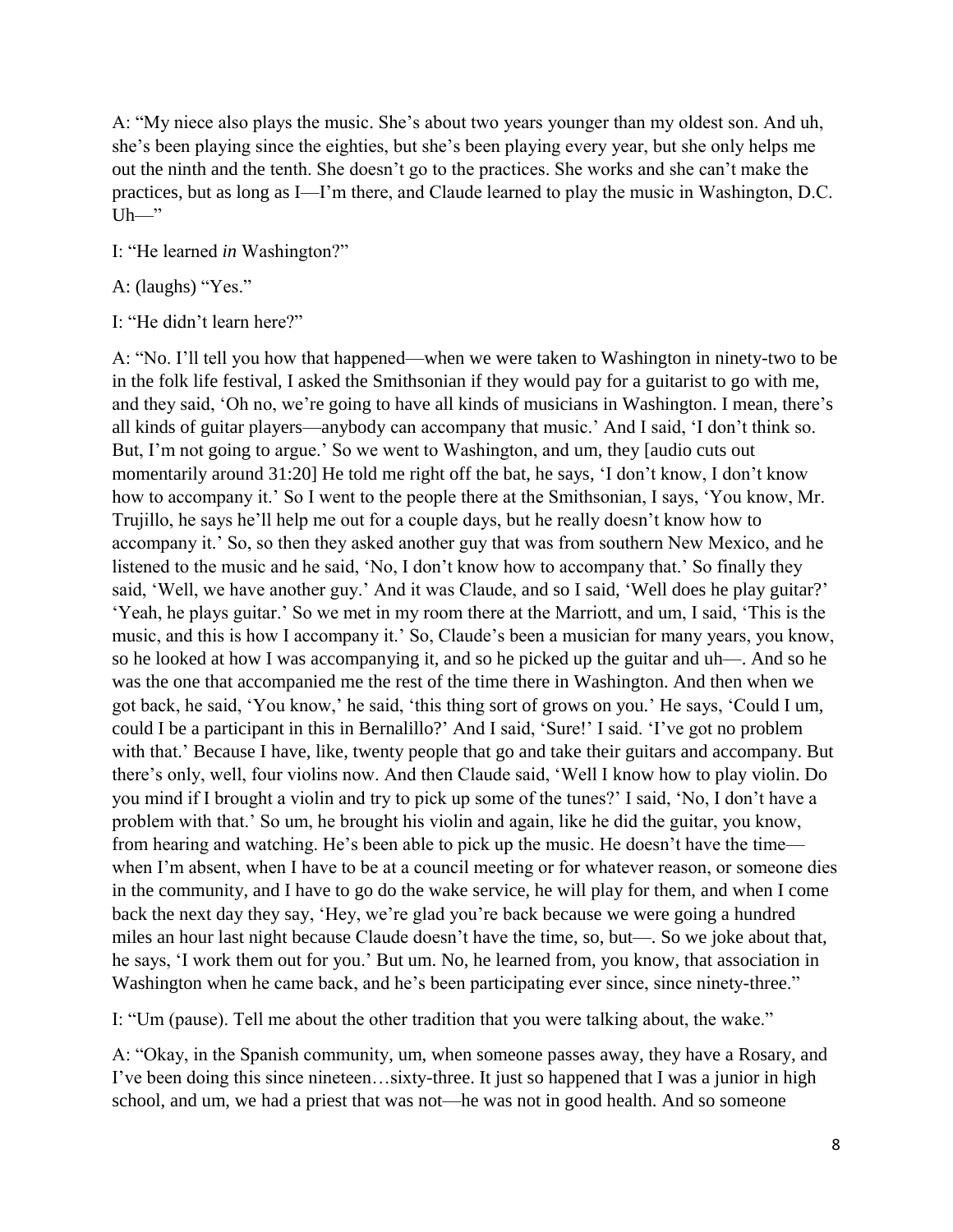A: "My niece also plays the music. She's about two years younger than my oldest son. And uh, she's been playing since the eighties, but she's been playing every year, but she only helps me out the ninth and the tenth. She doesn't go to the practices. She works and she can't make the practices, but as long as I—I'm there, and Claude learned to play the music in Washington, D.C. Uh—"

I: "He learned *in* Washington?"

A: (laughs) "Yes."

I: "He didn't learn here?"

A: "No. I'll tell you how that happened—when we were taken to Washington in ninety-two to be in the folk life festival, I asked the Smithsonian if they would pay for a guitarist to go with me, and they said, 'Oh no, we're going to have all kinds of musicians in Washington. I mean, there's all kinds of guitar players—anybody can accompany that music.' And I said, 'I don't think so. But, I'm not going to argue.' So we went to Washington, and um, they [audio cuts out momentarily around 31:20] He told me right off the bat, he says, 'I don't know, I don't know how to accompany it.' So I went to the people there at the Smithsonian, I says, 'You know, Mr. Trujillo, he says he'll help me out for a couple days, but he really doesn't know how to accompany it.' So, so then they asked another guy that was from southern New Mexico, and he listened to the music and he said, 'No, I don't know how to accompany that.' So finally they said, 'Well, we have another guy.' And it was Claude, and so I said, 'Well does he play guitar?' 'Yeah, he plays guitar.' So we met in my room there at the Marriott, and um, I said, 'This is the music, and this is how I accompany it.' So, Claude's been a musician for many years, you know, so he looked at how I was accompanying it, and so he picked up the guitar and uh—. And so he was the one that accompanied me the rest of the time there in Washington. And then when we got back, he said, 'You know,' he said, 'this thing sort of grows on you.' He says, 'Could I um, could I be a participant in this in Bernalillo?' And I said, 'Sure!' I said. 'I've got no problem with that.' Because I have, like, twenty people that go and take their guitars and accompany. But there's only, well, four violins now. And then Claude said, 'Well I know how to play violin. Do you mind if I brought a violin and try to pick up some of the tunes?' I said, 'No, I don't have a problem with that.' So um, he brought his violin and again, like he did the guitar, you know, from hearing and watching. He's been able to pick up the music. He doesn't have the time—when I'm absent, when I have to be at a council meeting or for whatever reason, or someone dies in the community, and I have to go do the wake service, he will play for them, and when I come back the next day they say, 'Hey, we're glad you're back because we were going a hundred miles an hour last night because Claude doesn't have the time, so, but—. So we joke about that, he says, 'I work them out for you.' But um. No, he learned from, you know, that association in Washington when he came back, and he's been participating ever since, since ninety-three."

I: "Um (pause). Tell me about the other tradition that you were talking about, the wake."

A: "Okay, in the Spanish community, um, when someone passes away, they have a Rosary, and I've been doing this since nineteen…sixty-three. It just so happened that I was a junior in high school, and um, we had a priest that was not—he was not in good health. And so someone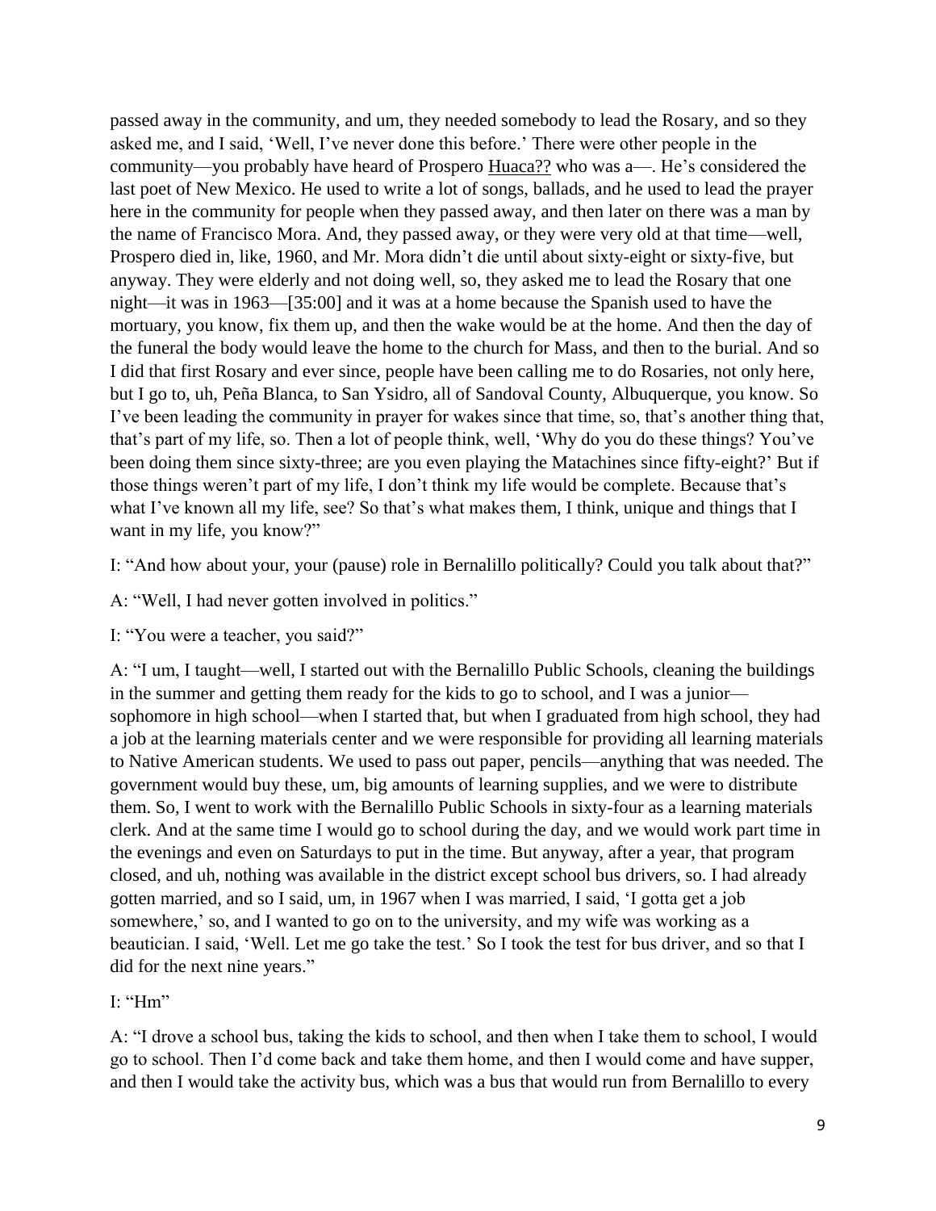passed away in the community, and um, they needed somebody to lead the Rosary, and so they asked me, and I said, 'Well, I've never done this before.' There were other people in the community—you probably have heard of Prospero Huaca?? who was a—. He's considered the last poet of New Mexico. He used to write a lot of songs, ballads, and he used to lead the prayer here in the community for people when they passed away, and then later on there was a man by the name of Francisco Mora. And, they passed away, or they were very old at that time—well, Prospero died in, like, 1960, and Mr. Mora didn't die until about sixty-eight or sixty-five, but anyway. They were elderly and not doing well, so, they asked me to lead the Rosary that one night—it was in 1963—[35:00] and it was at a home because the Spanish used to have the mortuary, you know, fix them up, and then the wake would be at the home. And then the day of the funeral the body would leave the home to the church for Mass, and then to the burial. And so I did that first Rosary and ever since, people have been calling me to do Rosaries, not only here, but I go to, uh, Peña Blanca, to San Ysidro, all of Sandoval County, Albuquerque, you know. So I've been leading the community in prayer for wakes since that time, so, that's another thing that, that's part of my life, so. Then a lot of people think, well, 'Why do you do these things? You've been doing them since sixty-three; are you even playing the Matachines since fifty-eight?' But if those things weren't part of my life, I don't think my life would be complete. Because that's what I've known all my life, see? So that's what makes them, I think, unique and things that I want in my life, you know?"

I: "And how about your, your (pause) role in Bernalillo politically? Could you talk about that?"

A: "Well, I had never gotten involved in politics."

I: "You were a teacher, you said?"

A: "I um, I taught—well, I started out with the Bernalillo Public Schools, cleaning the buildings in the summer and getting them ready for the kids to go to school, and I was a junior—sophomore in high school—when I started that, but when I graduated from high school, they had a job at the learning materials center and we were responsible for providing all learning materials to Native American students. We used to pass out paper, pencils—anything that was needed. The government would buy these, um, big amounts of learning supplies, and we were to distribute them. So, I went to work with the Bernalillo Public Schools in sixty-four as a learning materials clerk. And at the same time I would go to school during the day, and we would work part time in the evenings and even on Saturdays to put in the time. But anyway, after a year, that program closed, and uh, nothing was available in the district except school bus drivers, so. I had already gotten married, and so I said, um, in 1967 when I was married, I said, 'I gotta get a job somewhere,' so, and I wanted to go on to the university, and my wife was working as a beautician. I said, 'Well. Let me go take the test.' So I took the test for bus driver, and so that I did for the next nine years."

I: "Hm"

A: "I drove a school bus, taking the kids to school, and then when I take them to school, I would go to school. Then I'd come back and take them home, and then I would come and have supper, and then I would take the activity bus, which was a bus that would run from Bernalillo to every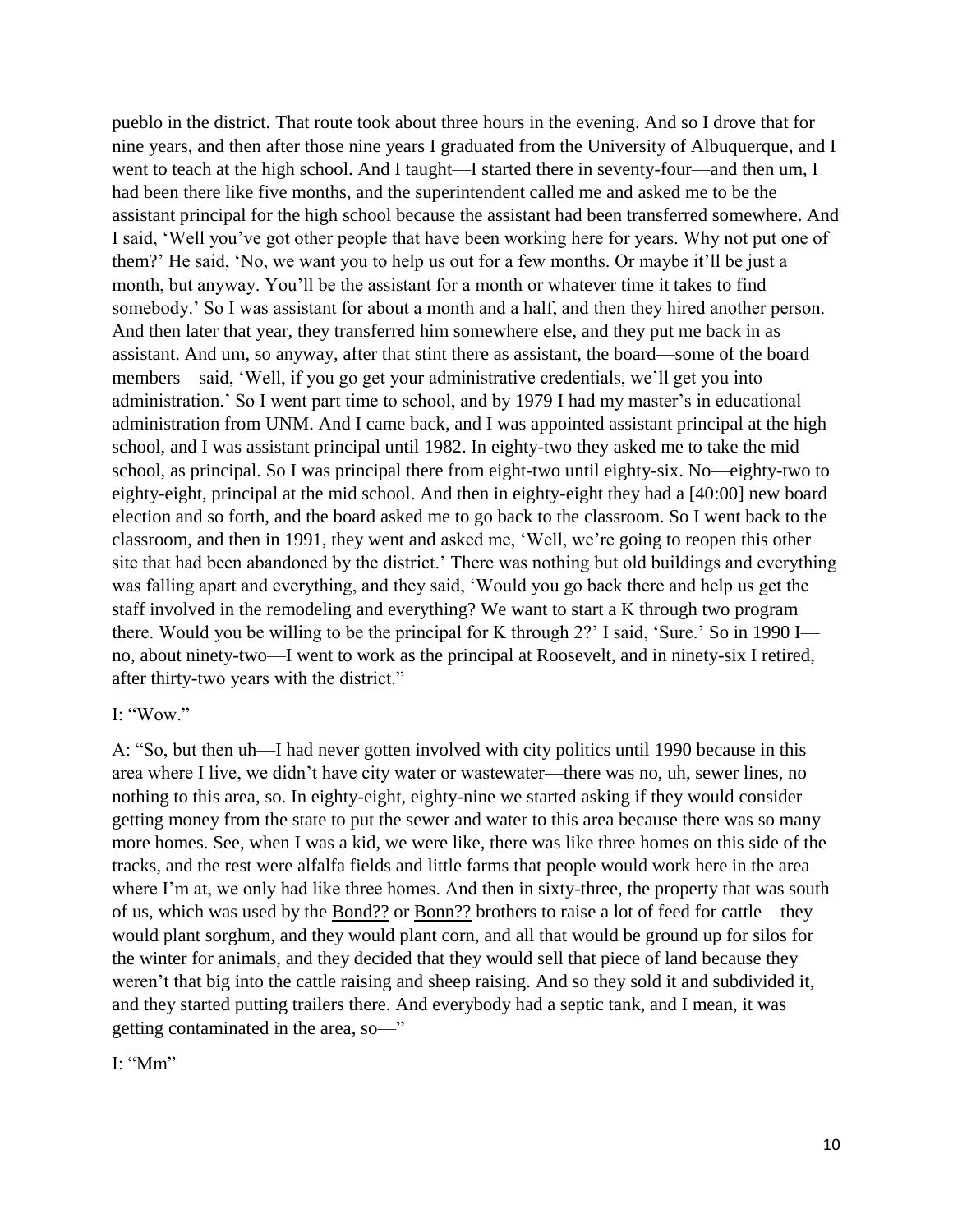pueblo in the district. That route took about three hours in the evening. And so I drove that for nine years, and then after those nine years I graduated from the University of Albuquerque, and I went to teach at the high school. And I taught—I started there in seventy-four—and then um, I had been there like five months, and the superintendent called me and asked me to be the assistant principal for the high school because the assistant had been transferred somewhere. And I said, 'Well you've got other people that have been working here for years. Why not put one of them?' He said, 'No, we want you to help us out for a few months. Or maybe it'll be just a month, but anyway. You'll be the assistant for a month or whatever time it takes to find somebody.' So I was assistant for about a month and a half, and then they hired another person. And then later that year, they transferred him somewhere else, and they put me back in as assistant. And um, so anyway, after that stint there as assistant, the board—some of the board members—said, 'Well, if you go get your administrative credentials, we'll get you into administration.' So I went part time to school, and by 1979 I had my master's in educational administration from UNM. And I came back, and I was appointed assistant principal at the high school, and I was assistant principal until 1982. In eighty-two they asked me to take the mid school, as principal. So I was principal there from eight-two until eighty-six. No—eighty-two to eighty-eight, principal at the mid school. And then in eighty-eight they had a [40:00] new board election and so forth, and the board asked me to go back to the classroom. So I went back to the classroom, and then in 1991, they went and asked me, 'Well, we're going to reopen this other site that had been abandoned by the district.' There was nothing but old buildings and everything was falling apart and everything, and they said, 'Would you go back there and help us get the staff involved in the remodeling and everything? We want to start a K through two program there. Would you be willing to be the principal for K through 2?' I said, 'Sure.' So in 1990 I—no, about ninety-two—I went to work as the principal at Roosevelt, and in ninety-six I retired, after thirty-two years with the district."

I: "Wow."

A: "So, but then uh—I had never gotten involved with city politics until 1990 because in this area where I live, we didn't have city water or wastewater—there was no, uh, sewer lines, no nothing to this area, so. In eighty-eight, eighty-nine we started asking if they would consider getting money from the state to put the sewer and water to this area because there was so many more homes. See, when I was a kid, we were like, there was like three homes on this side of the tracks, and the rest were alfalfa fields and little farms that people would work here in the area where I'm at, we only had like three homes. And then in sixty-three, the property that was south of us, which was used by the Bond?? or Bonn?? brothers to raise a lot of feed for cattle—they would plant sorghum, and they would plant corn, and all that would be ground up for silos for the winter for animals, and they decided that they would sell that piece of land because they weren't that big into the cattle raising and sheep raising. And so they sold it and subdivided it, and they started putting trailers there. And everybody had a septic tank, and I mean, it was getting contaminated in the area, so—"

I: "Mm"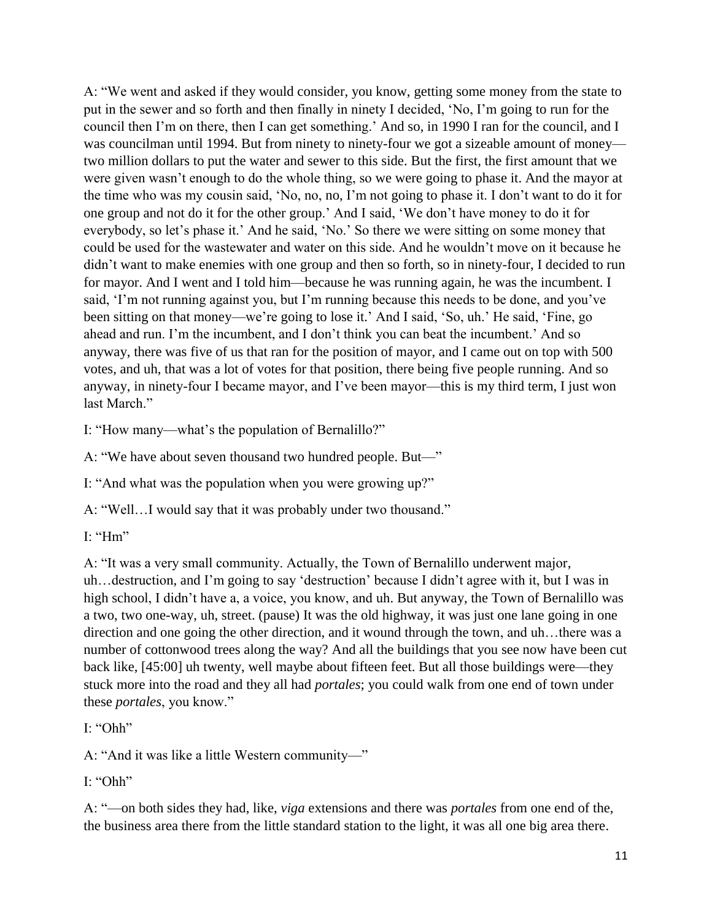A: "We went and asked if they would consider, you know, getting some money from the state to put in the sewer and so forth and then finally in ninety I decided, 'No, I'm going to run for the council then I'm on there, then I can get something.' And so, in 1990 I ran for the council, and I was councilman until 1994. But from ninety to ninety-four we got a sizeable amount of money—two million dollars to put the water and sewer to this side. But the first, the first amount that we were given wasn't enough to do the whole thing, so we were going to phase it. And the mayor at the time who was my cousin said, 'No, no, no, I'm not going to phase it. I don't want to do it for one group and not do it for the other group.' And I said, 'We don't have money to do it for everybody, so let's phase it.' And he said, 'No.' So there we were sitting on some money that could be used for the wastewater and water on this side. And he wouldn't move on it because he didn't want to make enemies with one group and then so forth, so in ninety-four, I decided to run for mayor. And I went and I told him—because he was running again, he was the incumbent. I said, 'I'm not running against you, but I'm running because this needs to be done, and you've been sitting on that money—we're going to lose it.' And I said, 'So, uh.' He said, 'Fine, go ahead and run. I'm the incumbent, and I don't think you can beat the incumbent.' And so anyway, there was five of us that ran for the position of mayor, and I came out on top with 500 votes, and uh, that was a lot of votes for that position, there being five people running. And so anyway, in ninety-four I became mayor, and I've been mayor—this is my third term, I just won last March."

I: "How many—what's the population of Bernalillo?"

A: "We have about seven thousand two hundred people. But—"

I: "And what was the population when you were growing up?"

A: "Well…I would say that it was probably under two thousand."

I: "Hm"

A: "It was a very small community. Actually, the Town of Bernalillo underwent major, uh…destruction, and I'm going to say 'destruction' because I didn't agree with it, but I was in high school, I didn't have a, a voice, you know, and uh. But anyway, the Town of Bernalillo was a two, two one-way, uh, street. (pause) It was the old highway, it was just one lane going in one direction and one going the other direction, and it wound through the town, and uh…there was a number of cottonwood trees along the way? And all the buildings that you see now have been cut back like, [45:00] uh twenty, well maybe about fifteen feet. But all those buildings were—they stuck more into the road and they all had *portales*; you could walk from one end of town under these *portales*, you know."

I: "Ohh"

A: "And it was like a little Western community—"

I: "Ohh"

A: "—on both sides they had, like, *viga* extensions and there was *portales* from one end of the, the business area there from the little standard station to the light, it was all one big area there.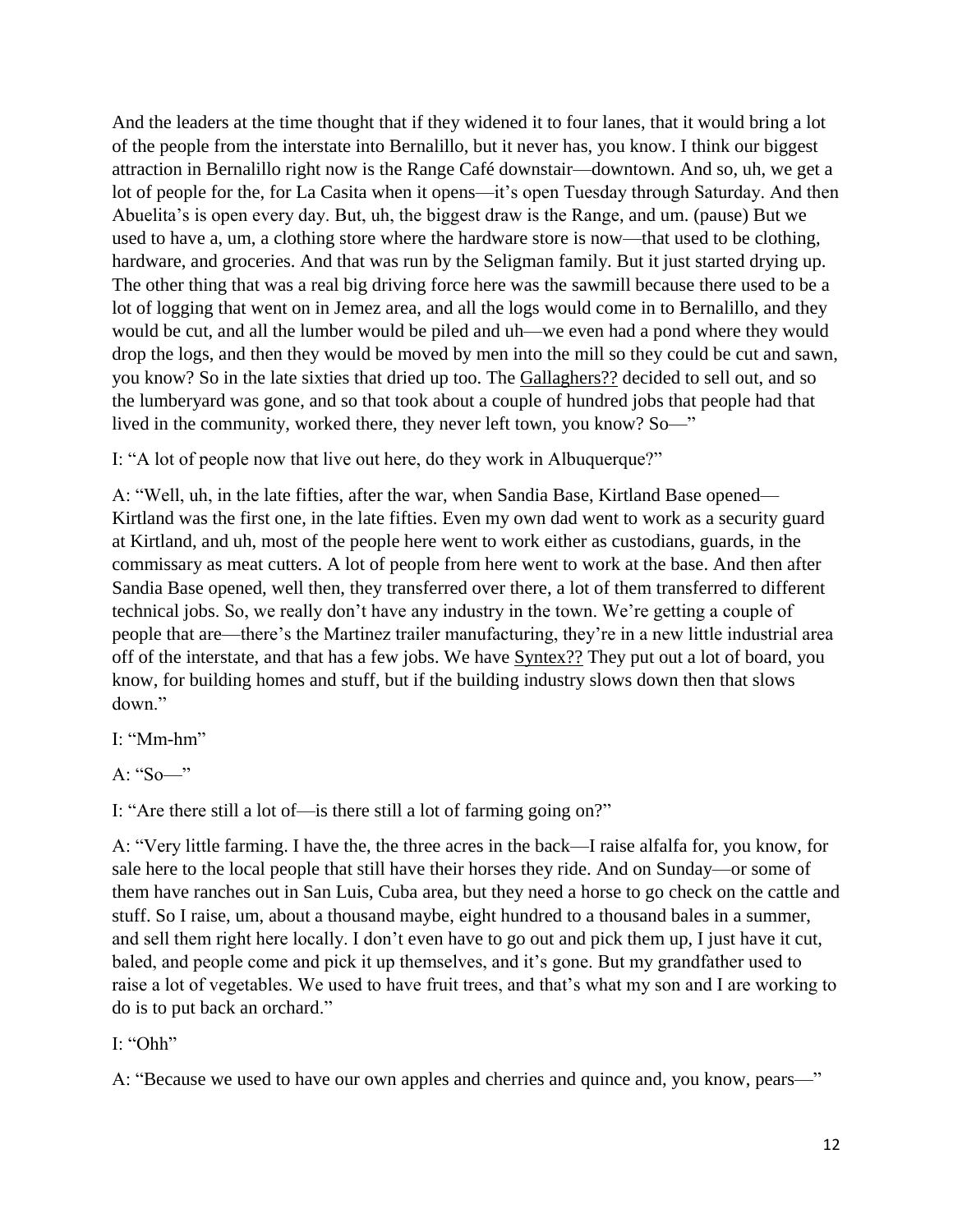And the leaders at the time thought that if they widened it to four lanes, that it would bring a lot of the people from the interstate into Bernalillo, but it never has, you know. I think our biggest attraction in Bernalillo right now is the Range Café downstair—downtown. And so, uh, we get a lot of people for the, for La Casita when it opens—it's open Tuesday through Saturday. And then Abuelita's is open every day. But, uh, the biggest draw is the Range, and um. (pause) But we used to have a, um, a clothing store where the hardware store is now—that used to be clothing, hardware, and groceries. And that was run by the Seligman family. But it just started drying up. The other thing that was a real big driving force here was the sawmill because there used to be a lot of logging that went on in Jemez area, and all the logs would come in to Bernalillo, and they would be cut, and all the lumber would be piled and uh—we even had a pond where they would drop the logs, and then they would be moved by men into the mill so they could be cut and sawn, you know? So in the late sixties that dried up too. The Gallaghers?? decided to sell out, and so the lumberyard was gone, and so that took about a couple of hundred jobs that people had that lived in the community, worked there, they never left town, you know? So—"

I: "A lot of people now that live out here, do they work in Albuquerque?"

A: "Well, uh, in the late fifties, after the war, when Sandia Base, Kirtland Base opened—Kirtland was the first one, in the late fifties. Even my own dad went to work as a security guard at Kirtland, and uh, most of the people here went to work either as custodians, guards, in the commissary as meat cutters. A lot of people from here went to work at the base. And then after Sandia Base opened, well then, they transferred over there, a lot of them transferred to different technical jobs. So, we really don't have any industry in the town. We're getting a couple of people that are—there's the Martinez trailer manufacturing, they're in a new little industrial area off of the interstate, and that has a few jobs. We have Syntex?? They put out a lot of board, you know, for building homes and stuff, but if the building industry slows down then that slows down."

I: "Mm-hm"

A: "So—"

I: "Are there still a lot of—is there still a lot of farming going on?"

A: "Very little farming. I have the, the three acres in the back—I raise alfalfa for, you know, for sale here to the local people that still have their horses they ride. And on Sunday—or some of them have ranches out in San Luis, Cuba area, but they need a horse to go check on the cattle and stuff. So I raise, um, about a thousand maybe, eight hundred to a thousand bales in a summer, and sell them right here locally. I don't even have to go out and pick them up, I just have it cut, baled, and people come and pick it up themselves, and it's gone. But my grandfather used to raise a lot of vegetables. We used to have fruit trees, and that's what my son and I are working to do is to put back an orchard."

I: "Ohh"

A: "Because we used to have our own apples and cherries and quince and, you know, pears—"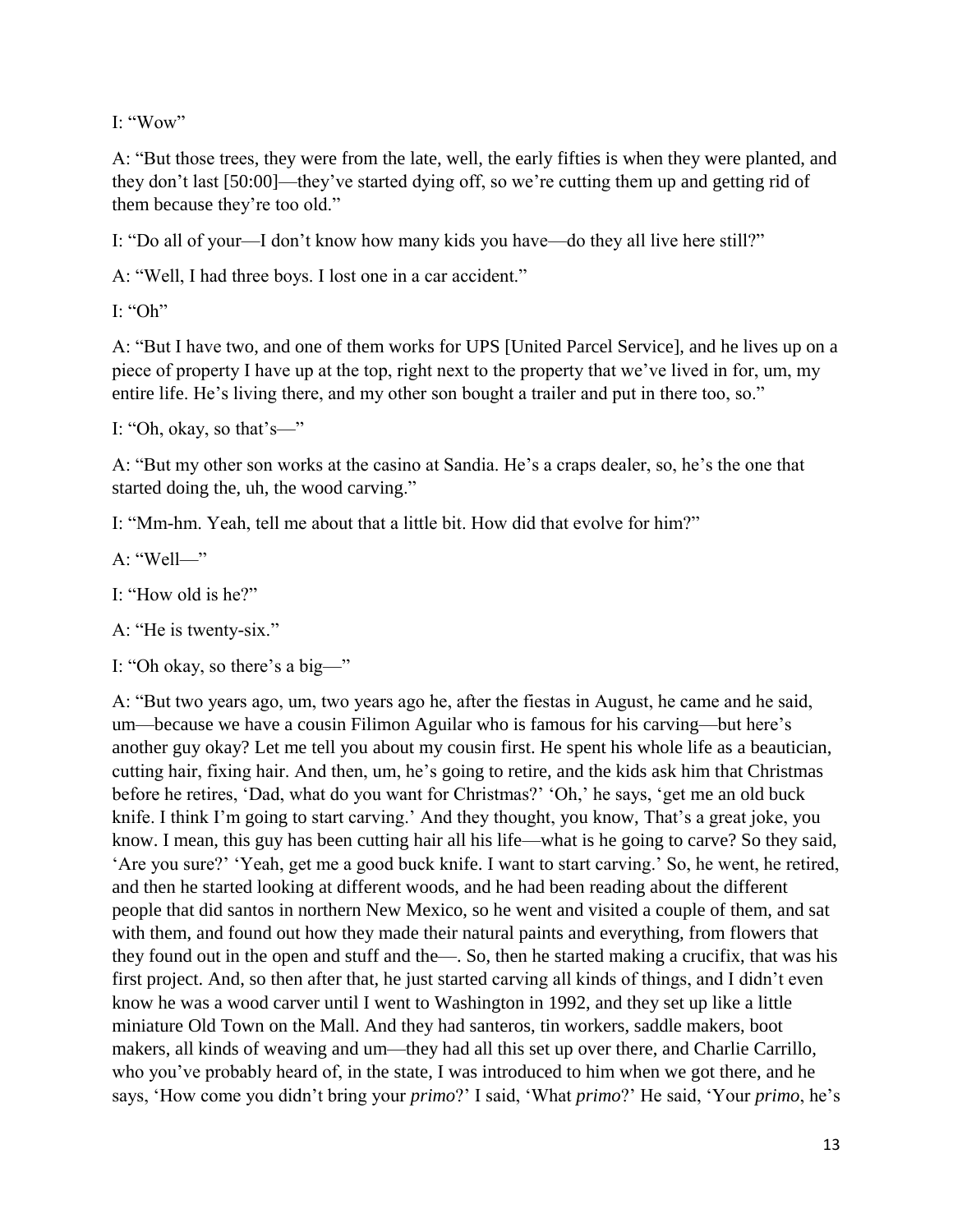I: "Wow"

A: "But those trees, they were from the late, well, the early fifties is when they were planted, and they don't last [50:00]—they've started dying off, so we're cutting them up and getting rid of them because they're too old."

I: "Do all of your—I don't know how many kids you have—do they all live here still?"

A: "Well, I had three boys. I lost one in a car accident."

I: "Oh"

A: "But I have two, and one of them works for UPS [United Parcel Service], and he lives up on a piece of property I have up at the top, right next to the property that we've lived in for, um, my entire life. He's living there, and my other son bought a trailer and put in there too, so."

I: "Oh, okay, so that's—"

A: "But my other son works at the casino at Sandia. He's a craps dealer, so, he's the one that started doing the, uh, the wood carving."

I: "Mm-hm. Yeah, tell me about that a little bit. How did that evolve for him?"

A: "Well—"

I: "How old is he?"

A: "He is twenty-six."

I: "Oh okay, so there's a big—"

A: "But two years ago, um, two years ago he, after the fiestas in August, he came and he said, um—because we have a cousin Filimon Aguilar who is famous for his carving—but here's another guy okay? Let me tell you about my cousin first. He spent his whole life as a beautician, cutting hair, fixing hair. And then, um, he's going to retire, and the kids ask him that Christmas before he retires, 'Dad, what do you want for Christmas?' 'Oh,' he says, 'get me an old buck knife. I think I'm going to start carving.' And they thought, you know, That's a great joke, you know. I mean, this guy has been cutting hair all his life—what is he going to carve? So they said, 'Are you sure?' 'Yeah, get me a good buck knife. I want to start carving.' So, he went, he retired, and then he started looking at different woods, and he had been reading about the different people that did santos in northern New Mexico, so he went and visited a couple of them, and sat with them, and found out how they made their natural paints and everything, from flowers that they found out in the open and stuff and the—. So, then he started making a crucifix, that was his first project. And, so then after that, he just started carving all kinds of things, and I didn't even know he was a wood carver until I went to Washington in 1992, and they set up like a little miniature Old Town on the Mall. And they had santeros, tin workers, saddle makers, boot makers, all kinds of weaving and um—they had all this set up over there, and Charlie Carrillo, who you've probably heard of, in the state, I was introduced to him when we got there, and he says, 'How come you didn't bring your *primo*?' I said, 'What *primo*?' He said, 'Your *primo*, he's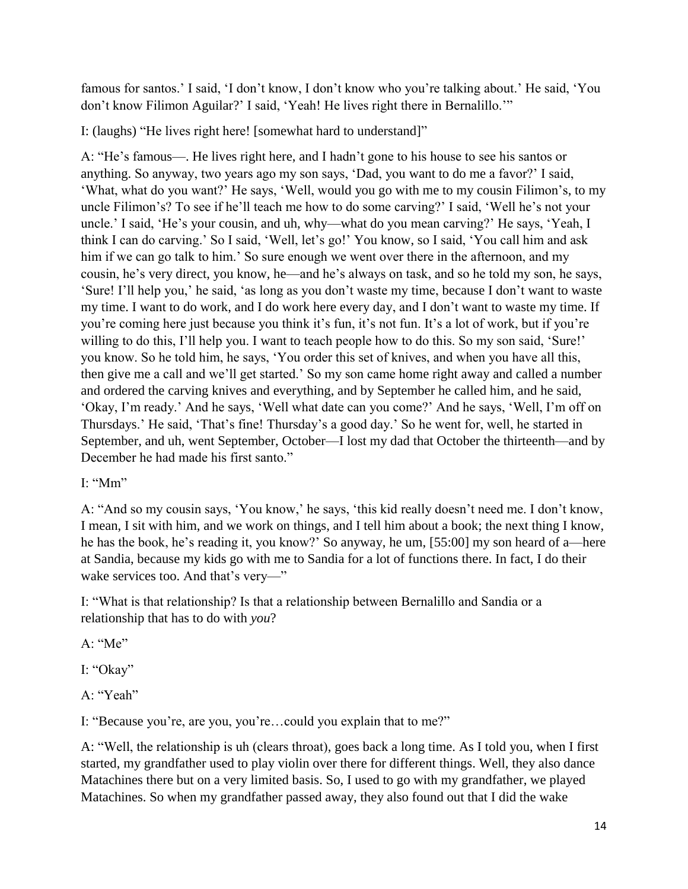famous for santos.' I said, 'I don't know, I don't know who you're talking about.' He said, 'You don't know Filimon Aguilar?' I said, 'Yeah! He lives right there in Bernalillo.'"

I: (laughs) "He lives right here! [somewhat hard to understand]"

A: "He's famous—. He lives right here, and I hadn't gone to his house to see his santos or anything. So anyway, two years ago my son says, 'Dad, you want to do me a favor?' I said, 'What, what do you want?' He says, 'Well, would you go with me to my cousin Filimon's, to my uncle Filimon's? To see if he'll teach me how to do some carving?' I said, 'Well he's not your uncle.' I said, 'He's your cousin, and uh, why—what do you mean carving?' He says, 'Yeah, I think I can do carving.' So I said, 'Well, let's go!' You know, so I said, 'You call him and ask him if we can go talk to him.' So sure enough we went over there in the afternoon, and my cousin, he's very direct, you know, he—and he's always on task, and so he told my son, he says, 'Sure! I'll help you,' he said, 'as long as you don't waste my time, because I don't want to waste my time. I want to do work, and I do work here every day, and I don't want to waste my time. If you're coming here just because you think it's fun, it's not fun. It's a lot of work, but if you're willing to do this, I'll help you. I want to teach people how to do this. So my son said, 'Sure!' you know. So he told him, he says, 'You order this set of knives, and when you have all this, then give me a call and we'll get started.' So my son came home right away and called a number and ordered the carving knives and everything, and by September he called him, and he said, 'Okay, I'm ready.' And he says, 'Well what date can you come?' And he says, 'Well, I'm off on Thursdays.' He said, 'That's fine! Thursday's a good day.' So he went for, well, he started in September, and uh, went September, October—I lost my dad that October the thirteenth—and by December he had made his first santo."

I: "Mm"

A: "And so my cousin says, 'You know,' he says, 'this kid really doesn't need me. I don't know, I mean, I sit with him, and we work on things, and I tell him about a book; the next thing I know, he has the book, he's reading it, you know?' So anyway, he um, [55:00] my son heard of a—here at Sandia, because my kids go with me to Sandia for a lot of functions there. In fact, I do their wake services too. And that's very—"

I: "What is that relationship? Is that a relationship between Bernalillo and Sandia or a relationship that has to do with *you*?

A: "Me"

I: "Okay"

A: "Yeah"

I: "Because you're, are you, you're…could you explain that to me?"

A: "Well, the relationship is uh (clears throat), goes back a long time. As I told you, when I first started, my grandfather used to play violin over there for different things. Well, they also dance Matachines there but on a very limited basis. So, I used to go with my grandfather, we played Matachines. So when my grandfather passed away, they also found out that I did the wake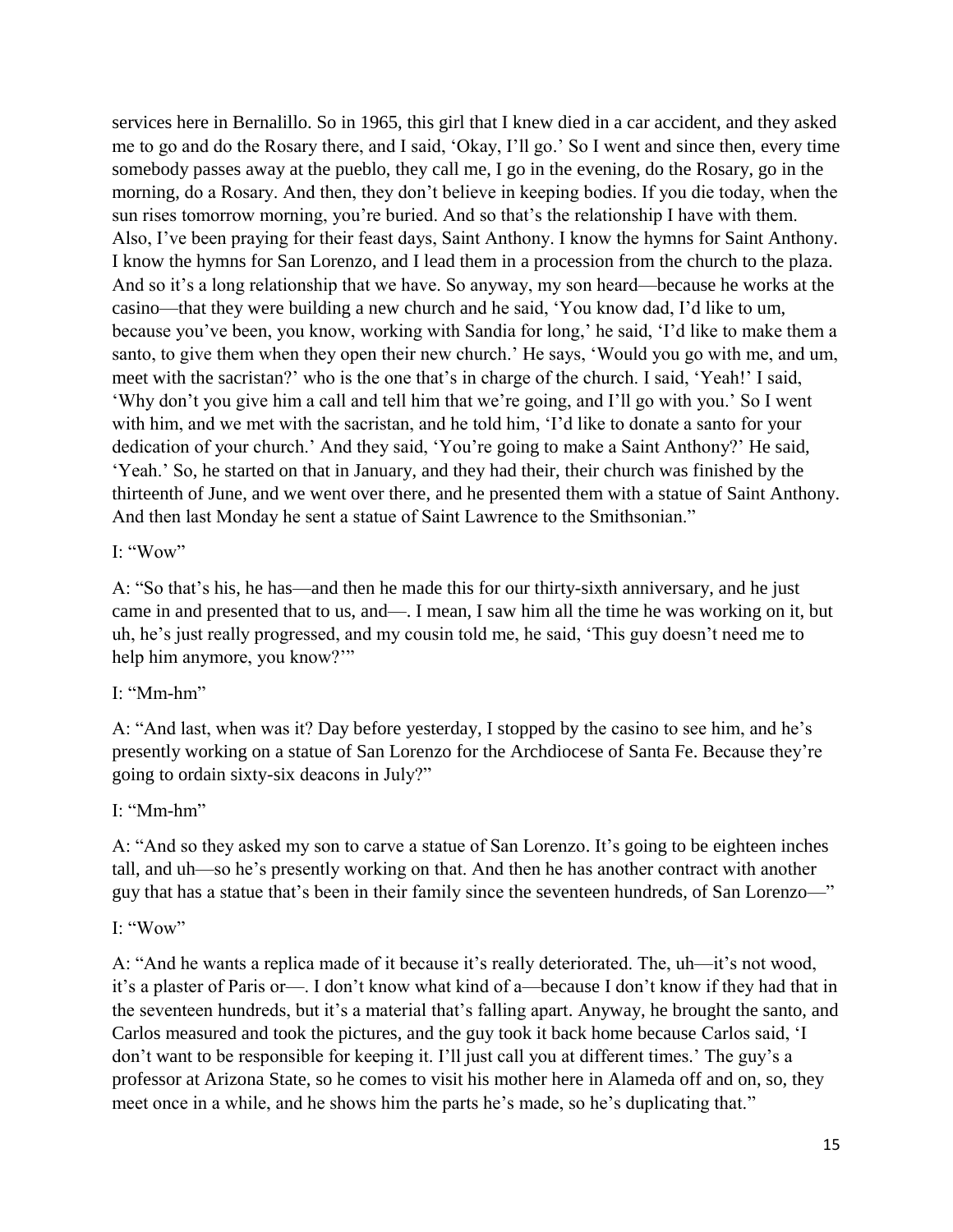services here in Bernalillo. So in 1965, this girl that I knew died in a car accident, and they asked me to go and do the Rosary there, and I said, 'Okay, I'll go.' So I went and since then, every time somebody passes away at the pueblo, they call me, I go in the evening, do the Rosary, go in the morning, do a Rosary. And then, they don't believe in keeping bodies. If you die today, when the sun rises tomorrow morning, you're buried. And so that's the relationship I have with them. Also, I've been praying for their feast days, Saint Anthony. I know the hymns for Saint Anthony. I know the hymns for San Lorenzo, and I lead them in a procession from the church to the plaza. And so it's a long relationship that we have. So anyway, my son heard—because he works at the casino—that they were building a new church and he said, 'You know dad, I'd like to um, because you've been, you know, working with Sandia for long,' he said, 'I'd like to make them a santo, to give them when they open their new church.' He says, 'Would you go with me, and um, meet with the sacristan?' who is the one that's in charge of the church. I said, 'Yeah!' I said, 'Why don't you give him a call and tell him that we're going, and I'll go with you.' So I went with him, and we met with the sacristan, and he told him, 'I'd like to donate a santo for your dedication of your church.' And they said, 'You're going to make a Saint Anthony?' He said, 'Yeah.' So, he started on that in January, and they had their, their church was finished by the thirteenth of June, and we went over there, and he presented them with a statue of Saint Anthony. And then last Monday he sent a statue of Saint Lawrence to the Smithsonian."

I: "Wow"

A: "So that's his, he has—and then he made this for our thirty-sixth anniversary, and he just came in and presented that to us, and—. I mean, I saw him all the time he was working on it, but uh, he's just really progressed, and my cousin told me, he said, 'This guy doesn't need me to help him anymore, you know?'"

I: "Mm-hm"

A: "And last, when was it? Day before yesterday, I stopped by the casino to see him, and he's presently working on a statue of San Lorenzo for the Archdiocese of Santa Fe. Because they're going to ordain sixty-six deacons in July?"

I: "Mm-hm"

A: "And so they asked my son to carve a statue of San Lorenzo. It's going to be eighteen inches tall, and uh—so he's presently working on that. And then he has another contract with another guy that has a statue that's been in their family since the seventeen hundreds, of San Lorenzo—"

I: "Wow"

A: "And he wants a replica made of it because it's really deteriorated. The, uh—it's not wood, it's a plaster of Paris or—. I don't know what kind of a—because I don't know if they had that in the seventeen hundreds, but it's a material that's falling apart. Anyway, he brought the santo, and Carlos measured and took the pictures, and the guy took it back home because Carlos said, 'I don't want to be responsible for keeping it. I'll just call you at different times.' The guy's a professor at Arizona State, so he comes to visit his mother here in Alameda off and on, so, they meet once in a while, and he shows him the parts he's made, so he's duplicating that."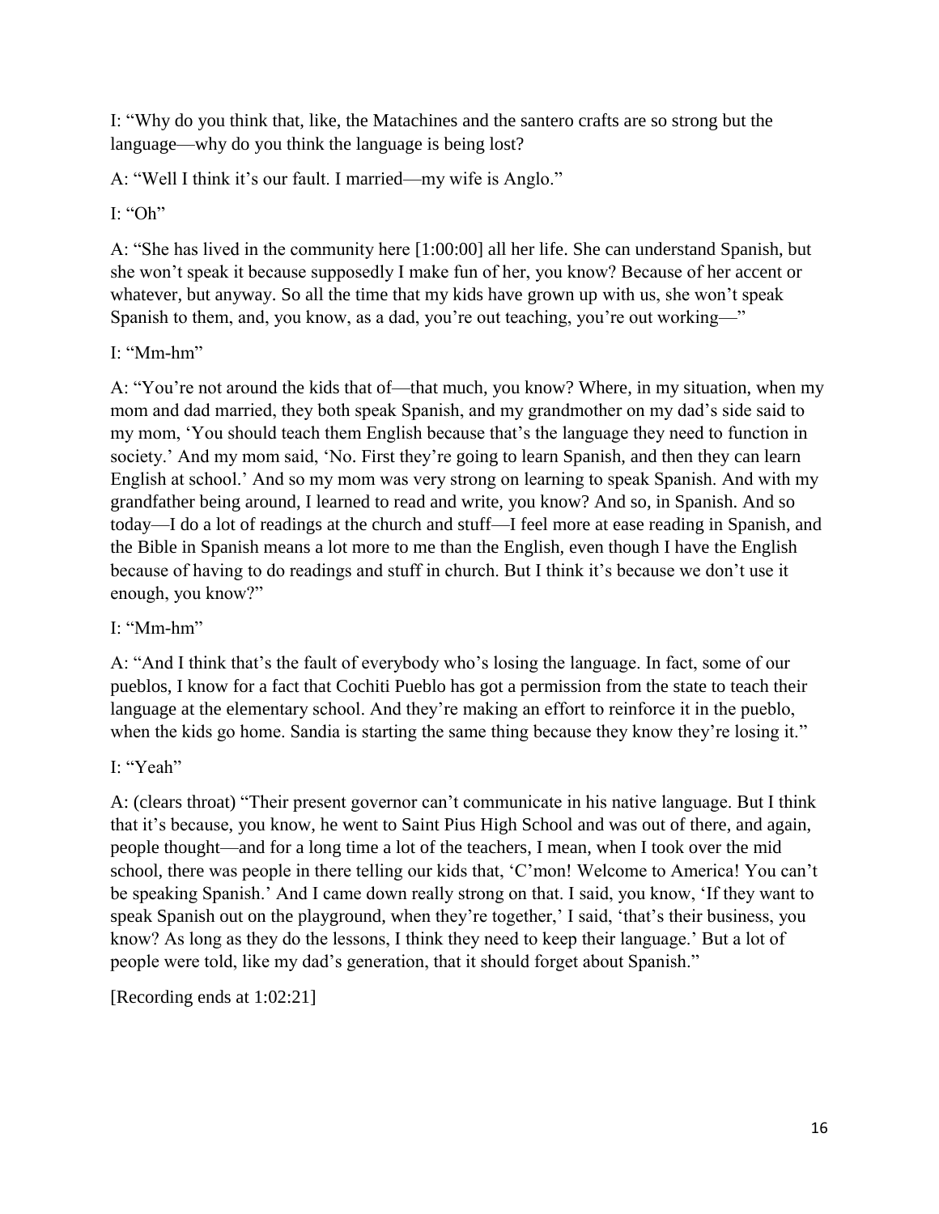I: "Why do you think that, like, the Matachines and the santero crafts are so strong but the language—why do you think the language is being lost?

A: "Well I think it's our fault. I married—my wife is Anglo."

I: "Oh"

A: "She has lived in the community here [1:00:00] all her life. She can understand Spanish, but she won't speak it because supposedly I make fun of her, you know? Because of her accent or whatever, but anyway. So all the time that my kids have grown up with us, she won't speak Spanish to them, and, you know, as a dad, you're out teaching, you're out working—"

I: "Mm-hm"

A: "You're not around the kids that of—that much, you know? Where, in my situation, when my mom and dad married, they both speak Spanish, and my grandmother on my dad's side said to my mom, 'You should teach them English because that's the language they need to function in society.' And my mom said, 'No. First they're going to learn Spanish, and then they can learn English at school.' And so my mom was very strong on learning to speak Spanish. And with my grandfather being around, I learned to read and write, you know? And so, in Spanish. And so today—I do a lot of readings at the church and stuff—I feel more at ease reading in Spanish, and the Bible in Spanish means a lot more to me than the English, even though I have the English because of having to do readings and stuff in church. But I think it's because we don't use it enough, you know?"

I: "Mm-hm"

A: "And I think that's the fault of everybody who's losing the language. In fact, some of our pueblos, I know for a fact that Cochiti Pueblo has got a permission from the state to teach their language at the elementary school. And they're making an effort to reinforce it in the pueblo, when the kids go home. Sandia is starting the same thing because they know they're losing it."

I: "Yeah"

A: (clears throat) "Their present governor can't communicate in his native language. But I think that it's because, you know, he went to Saint Pius High School and was out of there, and again, people thought—and for a long time a lot of the teachers, I mean, when I took over the mid school, there was people in there telling our kids that, 'C'mon! Welcome to America! You can't be speaking Spanish.' And I came down really strong on that. I said, you know, 'If they want to speak Spanish out on the playground, when they're together,' I said, 'that's their business, you know? As long as they do the lessons, I think they need to keep their language.' But a lot of people were told, like my dad's generation, that it should forget about Spanish."

[Recording ends at 1:02:21]